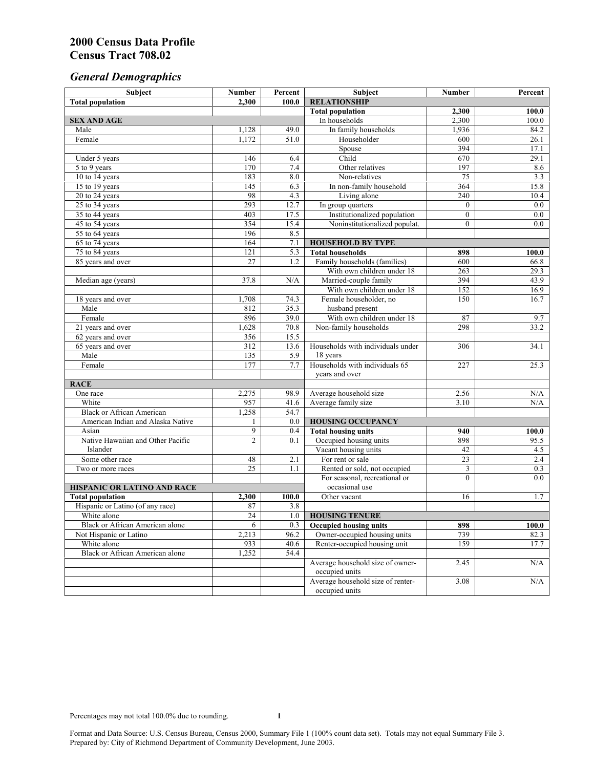# 2000 Census Data Profile
# Census Tract 708.02

## *General Demographics*

| Subject | Number | Percent | Subject | Number | Percent |
|---|---|---|---|---|---|
| **Total population** | **2,300** | **100.0** | **RELATIONSHIP** | | |
| | | | **Total population** | **2,300** | **100.0** |
| **SEX AND AGE** | | | In households | 2,300 | 100.0 |
| Male | 1,128 | 49.0 | In family households | 1,936 | 84.2 |
| Female | 1,172 | 51.0 | Householder | 600 | 26.1 |
| | | | Spouse | 394 | 17.1 |
| Under 5 years | 146 | 6.4 | Child | 670 | 29.1 |
| 5 to 9 years | 170 | 7.4 | Other relatives | 197 | 8.6 |
| 10 to 14 years | 183 | 8.0 | Non-relatives | 75 | 3.3 |
| 15 to 19 years | 145 | 6.3 | In non-family household | 364 | 15.8 |
| 20 to 24 years | 98 | 4.3 | Living alone | 240 | 10.4 |
| 25 to 34 years | 293 | 12.7 | In group quarters | 0 | 0.0 |
| 35 to 44 years | 403 | 17.5 | Institutionalized population | 0 | 0.0 |
| 45 to 54 years | 354 | 15.4 | Noninstitutionalized populat. | 0 | 0.0 |
| 55 to 64 years | 196 | 8.5 | | | |
| 65 to 74 years | 164 | 7.1 | **HOUSEHOLD BY TYPE** | | |
| 75 to 84 years | 121 | 5.3 | **Total households** | **898** | **100.0** |
| 85 years and over | 27 | 1.2 | Family households (families) | 600 | 66.8 |
| | | | With own children under 18 | 263 | 29.3 |
| Median age (years) | 37.8 | N/A | Married-couple family | 394 | 43.9 |
| | | | With own children under 18 | 152 | 16.9 |
| 18 years and over | 1,708 | 74.3 | Female householder, no husband present | 150 | 16.7 |
| Male | 812 | 35.3 | | | |
| Female | 896 | 39.0 | With own children under 18 | 87 | 9.7 |
| 21 years and over | 1,628 | 70.8 | Non-family households | 298 | 33.2 |
| 62 years and over | 356 | 15.5 | | | |
| 65 years and over | 312 | 13.6 | Households with individuals under 18 years | 306 | 34.1 |
| Male | 135 | 5.9 | | | |
| Female | 177 | 7.7 | Households with individuals 65 years and over | 227 | 25.3 |
| **RACE** | | | | | |
| One race | 2,275 | 98.9 | Average household size | 2.56 | N/A |
| White | 957 | 41.6 | Average family size | 3.10 | N/A |
| Black or African American | 1,258 | 54.7 | | | |
| American Indian and Alaska Native | 1 | 0.0 | **HOUSING OCCUPANCY** | | |
| Asian | 9 | 0.4 | **Total housing units** | **940** | **100.0** |
| Native Hawaiian and Other Pacific Islander | 2 | 0.1 | Occupied housing units | 898 | 95.5 |
| | | | Vacant housing units | 42 | 4.5 |
| Some other race | 48 | 2.1 | For rent or sale | 23 | 2.4 |
| Two or more races | 25 | 1.1 | Rented or sold, not occupied | 3 | 0.3 |
| | | | For seasonal, recreational or occasional use | 0 | 0.0 |
| **HISPANIC OR LATINO AND RACE** | | | | | |
| **Total population** | **2,300** | **100.0** | Other vacant | 16 | 1.7 |
| Hispanic or Latino (of any race) | 87 | 3.8 | | | |
| White alone | 24 | 1.0 | **HOUSING TENURE** | | |
| Black or African American alone | 6 | 0.3 | **Occupied housing units** | **898** | **100.0** |
| Not Hispanic or Latino | 2,213 | 96.2 | Owner-occupied housing units | 739 | 82.3 |
| White alone | 933 | 40.6 | Renter-occupied housing unit | 159 | 17.7 |
| Black or African American alone | 1,252 | 54.4 | | | |
| | | | Average household size of owner-occupied units | 2.45 | N/A |
| | | | Average household size of renter-occupied units | 3.08 | N/A |

Percentages may not total 100.0% due to rounding.

Format and Data Source: U.S. Census Bureau, Census 2000, Summary File 1 (100% count data set). Totals may not equal Summary File 3.
Prepared by: City of Richmond Department of Community Development, June 2003.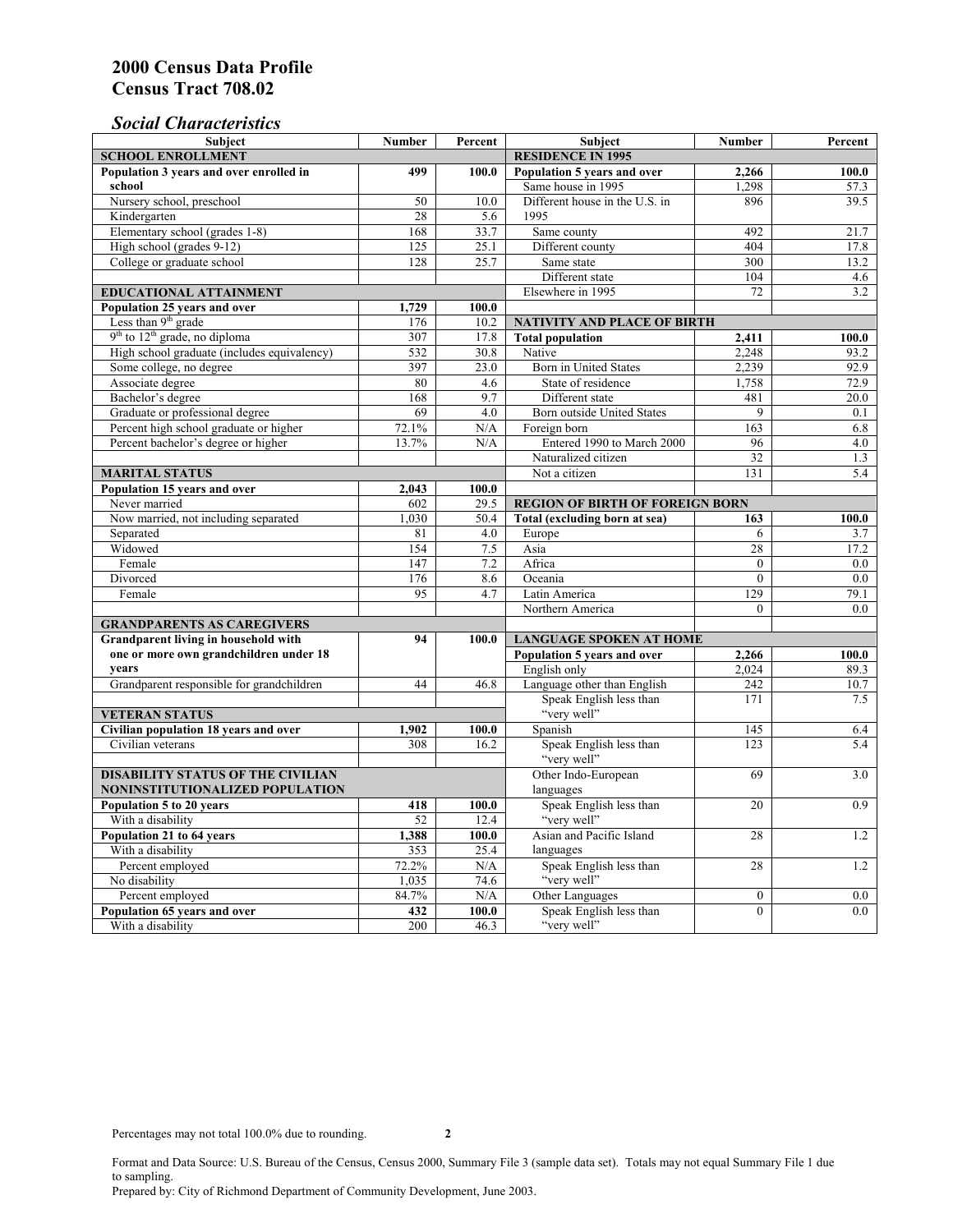# 2000 Census Data Profile
# Census Tract 708.02

## *Social Characteristics*

| Subject | Number | Percent | Subject | Number | Percent |
|---|---|---|---|---|---|
| **SCHOOL ENROLLMENT** | | | **RESIDENCE IN 1995** | | |
| **Population 3 years and over enrolled in school** | **499** | **100.0** | **Population 5 years and over** | **2,266** | **100.0** |
| Nursery school, preschool | 50 | 10.0 | Same house in 1995 | 1,298 | 57.3 |
| Kindergarten | 28 | 5.6 | Different house in the U.S. in 1995 | 896 | 39.5 |
| Elementary school (grades 1-8) | 168 | 33.7 | Same county | 492 | 21.7 |
| High school (grades 9-12) | 125 | 25.1 | Different county | 404 | 17.8 |
| College or graduate school | 128 | 25.7 | Same state | 300 | 13.2 |
| | | | Different state | 104 | 4.6 |
| **EDUCATIONAL ATTAINMENT** | | | Elsewhere in 1995 | 72 | 3.2 |
| **Population 25 years and over** | **1,729** | **100.0** | | | |
| Less than 9th grade | 176 | 10.2 | **NATIVITY AND PLACE OF BIRTH** | | |
| 9th to 12th grade, no diploma | 307 | 17.8 | **Total population** | **2,411** | **100.0** |
| High school graduate (includes equivalency) | 532 | 30.8 | Native | 2,248 | 93.2 |
| Some college, no degree | 397 | 23.0 | Born in United States | 2,239 | 92.9 |
| Associate degree | 80 | 4.6 | State of residence | 1,758 | 72.9 |
| Bachelor's degree | 168 | 9.7 | Different state | 481 | 20.0 |
| Graduate or professional degree | 69 | 4.0 | Born outside United States | 9 | 0.1 |
| Percent high school graduate or higher | 72.1% | N/A | Foreign born | 163 | 6.8 |
| Percent bachelor's degree or higher | 13.7% | N/A | Entered 1990 to March 2000 | 96 | 4.0 |
| | | | Naturalized citizen | 32 | 1.3 |
| **MARITAL STATUS** | | | Not a citizen | 131 | 5.4 |
| **Population 15 years and over** | **2,043** | **100.0** | | | |
| Never married | 602 | 29.5 | **REGION OF BIRTH OF FOREIGN BORN** | | |
| Now married, not including separated | 1,030 | 50.4 | **Total (excluding born at sea)** | **163** | **100.0** |
| Separated | 81 | 4.0 | Europe | 6 | 3.7 |
| Widowed | 154 | 7.5 | Asia | 28 | 17.2 |
| Female | 147 | 7.2 | Africa | 0 | 0.0 |
| Divorced | 176 | 8.6 | Oceania | 0 | 0.0 |
| Female | 95 | 4.7 | Latin America | 129 | 79.1 |
| | | | Northern America | 0 | 0.0 |
| **GRANDPARENTS AS CAREGIVERS** | | | | | |
| **Grandparent living in household with one or more own grandchildren under 18 years** | **94** | **100.0** | **LANGUAGE SPOKEN AT HOME** | | |
| | | | **Population 5 years and over** | **2,266** | **100.0** |
| | | | English only | 2,024 | 89.3 |
| Grandparent responsible for grandchildren | 44 | 46.8 | Language other than English | 242 | 10.7 |
| | | | Speak English less than "very well" | 171 | 7.5 |
| **VETERAN STATUS** | | | | | |
| **Civilian population 18 years and over** | **1,902** | **100.0** | Spanish | 145 | 6.4 |
| Civilian veterans | 308 | 16.2 | Speak English less than "very well" | 123 | 5.4 |
| | | | | | |
| **DISABILITY STATUS OF THE CIVILIAN NONINSTITUTIONALIZED POPULATION** | | | Other Indo-European languages | 69 | 3.0 |
| **Population 5 to 20 years** | **418** | **100.0** | Speak English less than "very well" | 20 | 0.9 |
| With a disability | 52 | 12.4 | | | |
| **Population 21 to 64 years** | **1,388** | **100.0** | Asian and Pacific Island languages | 28 | 1.2 |
| With a disability | 353 | 25.4 | | | |
| Percent employed | 72.2% | N/A | Speak English less than "very well" | 28 | 1.2 |
| No disability | 1,035 | 74.6 | | | |
| Percent employed | 84.7% | N/A | Other Languages | 0 | 0.0 |
| **Population 65 years and over** | **432** | **100.0** | Speak English less than "very well" | 0 | 0.0 |
| With a disability | 200 | 46.3 | | | |

Percentages may not total 100.0% due to rounding.

Format and Data Source: U.S. Bureau of the Census, Census 2000, Summary File 3 (sample data set). Totals may not equal Summary File 1 due to sampling.
Prepared by: City of Richmond Department of Community Development, June 2003.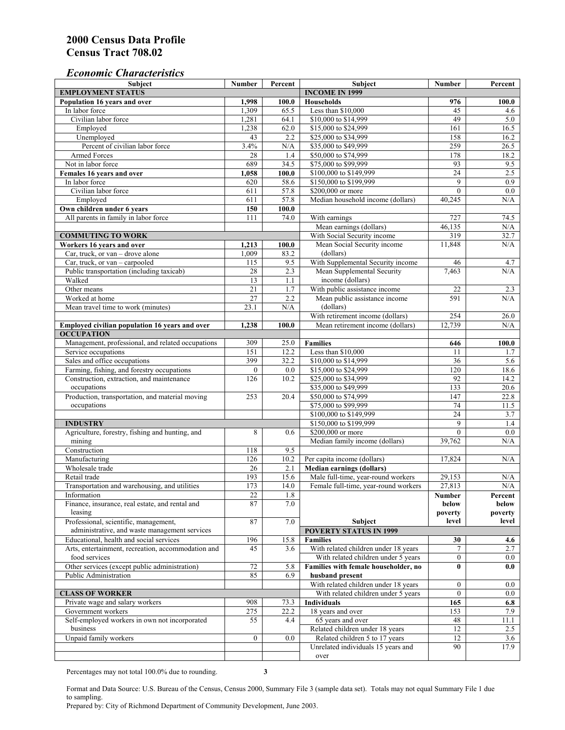# 2000 Census Data Profile
# Census Tract 708.02

### *Economic Characteristics*

| Subject | Number | Percent |
|---|---|---|
| **EMPLOYMENT STATUS** | | |
| **Population 16 years and over** | **1,998** | **100.0** |
| In labor force | 1,309 | 65.5 |
| Civilian labor force | 1,281 | 64.1 |
| Employed | 1,238 | 62.0 |
| Unemployed | 43 | 2.2 |
| Percent of civilian labor force | 3.4% | N/A |
| Armed Forces | 28 | 1.4 |
| Not in labor force | 689 | 34.5 |
| **Females 16 years and over** | **1,058** | **100.0** |
| In labor force | 620 | 58.6 |
| Civilian labor force | 611 | 57.8 |
| Employed | 611 | 57.8 |
| **Own children under 6 years** | **150** | **100.0** |
| All parents in family in labor force | 111 | 74.0 |
| **COMMUTING TO WORK** | | |
| **Workers 16 years and over** | **1,213** | **100.0** |
| Car, truck, or van – drove alone | 1,009 | 83.2 |
| Car, truck, or van – carpooled | 115 | 9.5 |
| Public transportation (including taxicab) | 28 | 2.3 |
| Walked | 13 | 1.1 |
| Other means | 21 | 1.7 |
| Worked at home | 27 | 2.2 |
| Mean travel time to work (minutes) | 23.1 | N/A |
| **Employed civilian population 16 years and over** | **1,238** | **100.0** |
| **OCCUPATION** | | |
| Management, professional, and related occupations | 309 | 25.0 |
| Service occupations | 151 | 12.2 |
| Sales and office occupations | 399 | 32.2 |
| Farming, fishing, and forestry occupations | 0 | 0.0 |
| Construction, extraction, and maintenance occupations | 126 | 10.2 |
| Production, transportation, and material moving occupations | 253 | 20.4 |
| **INDUSTRY** | | |
| Agriculture, forestry, fishing and hunting, and mining | 8 | 0.6 |
| Construction | 118 | 9.5 |
| Manufacturing | 126 | 10.2 |
| Wholesale trade | 26 | 2.1 |
| Retail trade | 193 | 15.6 |
| Transportation and warehousing, and utilities | 173 | 14.0 |
| Information | 22 | 1.8 |
| Finance, insurance, real estate, and rental and leasing | 87 | 7.0 |
| Professional, scientific, management, administrative, and waste management services | 87 | 7.0 |
| Educational, health and social services | 196 | 15.8 |
| Arts, entertainment, recreation, accommodation and food services | 45 | 3.6 |
| Other services (except public administration) | 72 | 5.8 |
| Public Administration | 85 | 6.9 |
| **CLASS OF WORKER** | | |
| Private wage and salary workers | 908 | 73.3 |
| Government workers | 275 | 22.2 |
| Self-employed workers in own not incorporated business | 55 | 4.4 |
| Unpaid family workers | 0 | 0.0 |

| Subject | Number | Percent |
|---|---|---|
| **INCOME IN 1999** | | |
| **Households** | **976** | **100.0** |
| Less than $10,000 | 45 | 4.6 |
| $10,000 to $14,999 | 49 | 5.0 |
| $15,000 to $24,999 | 161 | 16.5 |
| $25,000 to $34,999 | 158 | 16.2 |
| $35,000 to $49,999 | 259 | 26.5 |
| $50,000 to $74,999 | 178 | 18.2 |
| $75,000 to $99,999 | 93 | 9.5 |
| $100,000 to $149,999 | 24 | 2.5 |
| $150,000 to $199,999 | 9 | 0.9 |
| $200,000 or more | 0 | 0.0 |
| Median household income (dollars) | 40,245 | N/A |
| With earnings | 727 | 74.5 |
| Mean earnings (dollars) | 46,135 | N/A |
| With Social Security income | 319 | 32.7 |
| Mean Social Security income (dollars) | 11,848 | N/A |
| With Supplemental Security income | 46 | 4.7 |
| Mean Supplemental Security income (dollars) | 7,463 | N/A |
| With public assistance income | 22 | 2.3 |
| Mean public assistance income (dollars) | 591 | N/A |
| With retirement income (dollars) | 254 | 26.0 |
| Mean retirement income (dollars) | 12,739 | N/A |
| **Families** | **646** | **100.0** |
| Less than $10,000 | 11 | 1.7 |
| $10,000 to $14,999 | 36 | 5.6 |
| $15,000 to $24,999 | 120 | 18.6 |
| $25,000 to $34,999 | 92 | 14.2 |
| $35,000 to $49,999 | 133 | 20.6 |
| $50,000 to $74,999 | 147 | 22.8 |
| $75,000 to $99,999 | 74 | 11.5 |
| $100,000 to $149,999 | 24 | 3.7 |
| $150,000 to $199,999 | 9 | 1.4 |
| $200,000 or more | 0 | 0.0 |
| Median family income (dollars) | 39,762 | N/A |
| Per capita income (dollars) | 17,824 | N/A |
| **Median earnings (dollars)** | | |
| Male full-time, year-round workers | 29,153 | N/A |
| Female full-time, year-round workers | 27,813 | N/A |

| Subject | Number below poverty level | Percent below poverty level |
|---|---|---|
| **POVERTY STATUS IN 1999** | | |
| **Families** | **30** | **4.6** |
| With related children under 18 years | 7 | 2.7 |
| With related children under 5 years | 0 | 0.0 |
| **Families with female householder, no husband present** | **0** | **0.0** |
| With related children under 18 years | 0 | 0.0 |
| With related children under 5 years | 0 | 0.0 |
| **Individuals** | **165** | **6.8** |
| 18 years and over | 153 | 7.9 |
| 65 years and over | 48 | 11.1 |
| Related children under 18 years | 12 | 2.5 |
| Related children 5 to 17 years | 12 | 3.6 |
| Unrelated individuals 15 years and over | 90 | 17.9 |

Percentages may not total 100.0% due to rounding.

Format and Data Source: U.S. Bureau of the Census, Census 2000, Summary File 3 (sample data set). Totals may not equal Summary File 1 due to sampling.
Prepared by: City of Richmond Department of Community Development, June 2003.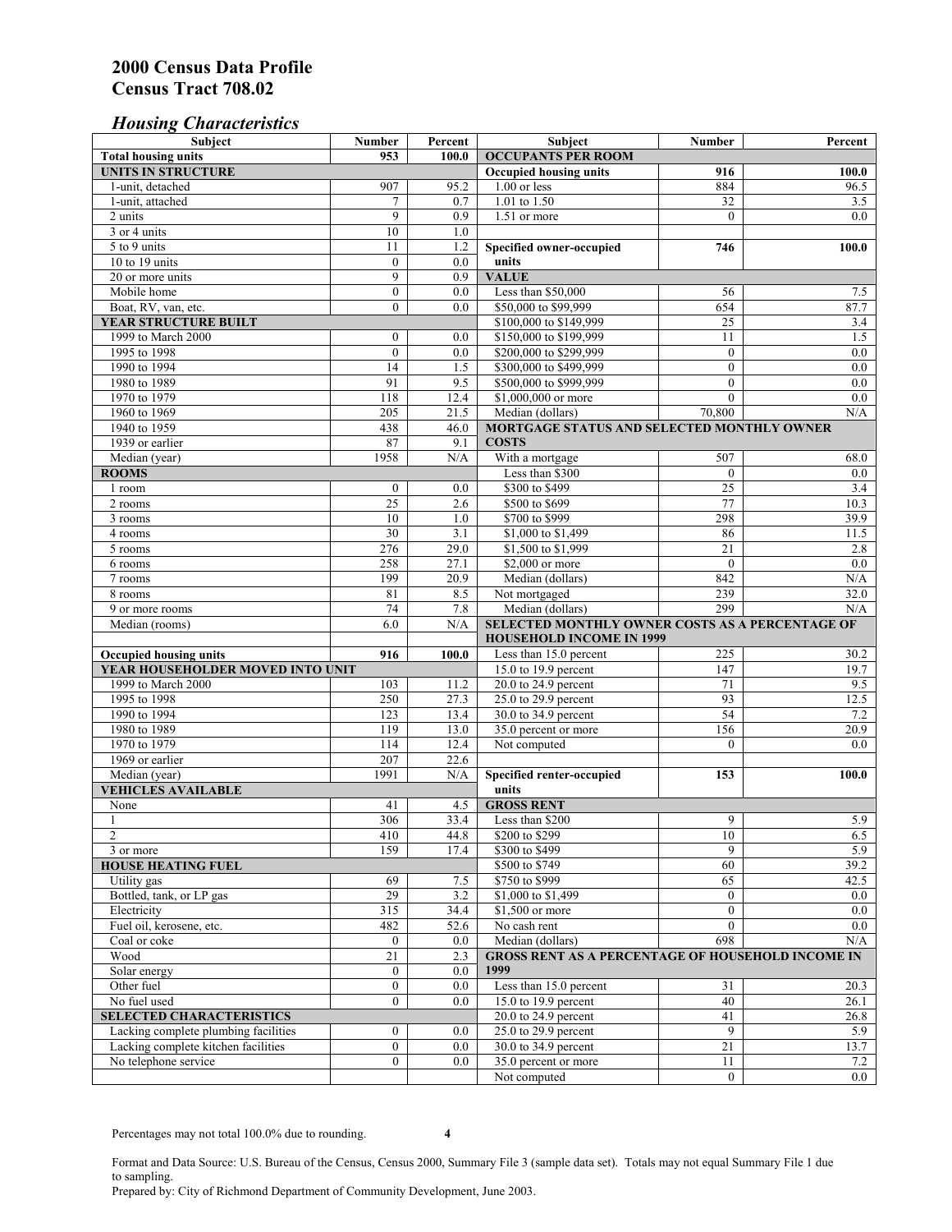# 2000 Census Data Profile
# Census Tract 708.02

## *Housing Characteristics*

| Subject | Number | Percent | Subject | Number | Percent |
|---|---|---|---|---|---|
| **Total housing units** | **953** | **100.0** | **OCCUPANTS PER ROOM** | | |
| **UNITS IN STRUCTURE** | | | **Occupied housing units** | **916** | **100.0** |
| 1-unit, detached | 907 | 95.2 | 1.00 or less | 884 | 96.5 |
| 1-unit, attached | 7 | 0.7 | 1.01 to 1.50 | 32 | 3.5 |
| 2 units | 9 | 0.9 | 1.51 or more | 0 | 0.0 |
| 3 or 4 units | 10 | 1.0 | | | |
| 5 to 9 units | 11 | 1.2 | **Specified owner-occupied units** | **746** | **100.0** |
| 10 to 19 units | 0 | 0.0 | | | |
| 20 or more units | 9 | 0.9 | **VALUE** | | |
| Mobile home | 0 | 0.0 | Less than $50,000 | 56 | 7.5 |
| Boat, RV, van, etc. | 0 | 0.0 | $50,000 to $99,999 | 654 | 87.7 |
| **YEAR STRUCTURE BUILT** | | | $100,000 to $149,999 | 25 | 3.4 |
| 1999 to March 2000 | 0 | 0.0 | $150,000 to $199,999 | 11 | 1.5 |
| 1995 to 1998 | 0 | 0.0 | $200,000 to $299,999 | 0 | 0.0 |
| 1990 to 1994 | 14 | 1.5 | $300,000 to $499,999 | 0 | 0.0 |
| 1980 to 1989 | 91 | 9.5 | $500,000 to $999,999 | 0 | 0.0 |
| 1970 to 1979 | 118 | 12.4 | $1,000,000 or more | 0 | 0.0 |
| 1960 to 1969 | 205 | 21.5 | Median (dollars) | 70,800 | N/A |
| 1940 to 1959 | 438 | 46.0 | **MORTGAGE STATUS AND SELECTED MONTHLY OWNER COSTS** | | |
| 1939 or earlier | 87 | 9.1 | | | |
| Median (year) | 1958 | N/A | With a mortgage | 507 | 68.0 |
| **ROOMS** | | | Less than $300 | 0 | 0.0 |
| 1 room | 0 | 0.0 | $300 to $499 | 25 | 3.4 |
| 2 rooms | 25 | 2.6 | $500 to $699 | 77 | 10.3 |
| 3 rooms | 10 | 1.0 | $700 to $999 | 298 | 39.9 |
| 4 rooms | 30 | 3.1 | $1,000 to $1,499 | 86 | 11.5 |
| 5 rooms | 276 | 29.0 | $1,500 to $1,999 | 21 | 2.8 |
| 6 rooms | 258 | 27.1 | $2,000 or more | 0 | 0.0 |
| 7 rooms | 199 | 20.9 | Median (dollars) | 842 | N/A |
| 8 rooms | 81 | 8.5 | Not mortgaged | 239 | 32.0 |
| 9 or more rooms | 74 | 7.8 | Median (dollars) | 299 | N/A |
| Median (rooms) | 6.0 | N/A | **SELECTED MONTHLY OWNER COSTS AS A PERCENTAGE OF HOUSEHOLD INCOME IN 1999** | | |
| | | | | | |
| **Occupied housing units** | **916** | **100.0** | Less than 15.0 percent | 225 | 30.2 |
| **YEAR HOUSEHOLDER MOVED INTO UNIT** | | | 15.0 to 19.9 percent | 147 | 19.7 |
| 1999 to March 2000 | 103 | 11.2 | 20.0 to 24.9 percent | 71 | 9.5 |
| 1995 to 1998 | 250 | 27.3 | 25.0 to 29.9 percent | 93 | 12.5 |
| 1990 to 1994 | 123 | 13.4 | 30.0 to 34.9 percent | 54 | 7.2 |
| 1980 to 1989 | 119 | 13.0 | 35.0 percent or more | 156 | 20.9 |
| 1970 to 1979 | 114 | 12.4 | Not computed | 0 | 0.0 |
| 1969 or earlier | 207 | 22.6 | | | |
| Median (year) | 1991 | N/A | **Specified renter-occupied units** | **153** | **100.0** |
| **VEHICLES AVAILABLE** | | | | | |
| None | 41 | 4.5 | **GROSS RENT** | | |
| 1 | 306 | 33.4 | Less than $200 | 9 | 5.9 |
| 2 | 410 | 44.8 | $200 to $299 | 10 | 6.5 |
| 3 or more | 159 | 17.4 | $300 to $499 | 9 | 5.9 |
| **HOUSE HEATING FUEL** | | | $500 to $749 | 60 | 39.2 |
| Utility gas | 69 | 7.5 | $750 to $999 | 65 | 42.5 |
| Bottled, tank, or LP gas | 29 | 3.2 | $1,000 to $1,499 | 0 | 0.0 |
| Electricity | 315 | 34.4 | $1,500 or more | 0 | 0.0 |
| Fuel oil, kerosene, etc. | 482 | 52.6 | No cash rent | 0 | 0.0 |
| Coal or coke | 0 | 0.0 | Median (dollars) | 698 | N/A |
| Wood | 21 | 2.3 | **GROSS RENT AS A PERCENTAGE OF HOUSEHOLD INCOME IN 1999** | | |
| Solar energy | 0 | 0.0 | | | |
| Other fuel | 0 | 0.0 | Less than 15.0 percent | 31 | 20.3 |
| No fuel used | 0 | 0.0 | 15.0 to 19.9 percent | 40 | 26.1 |
| **SELECTED CHARACTERISTICS** | | | 20.0 to 24.9 percent | 41 | 26.8 |
| Lacking complete plumbing facilities | 0 | 0.0 | 25.0 to 29.9 percent | 9 | 5.9 |
| Lacking complete kitchen facilities | 0 | 0.0 | 30.0 to 34.9 percent | 21 | 13.7 |
| No telephone service | 0 | 0.0 | 35.0 percent or more | 11 | 7.2 |
| | | | Not computed | 0 | 0.0 |

Percentages may not total 100.0% due to rounding.

Format and Data Source: U.S. Bureau of the Census, Census 2000, Summary File 3 (sample data set). Totals may not equal Summary File 1 due to sampling.
Prepared by: City of Richmond Department of Community Development, June 2003.